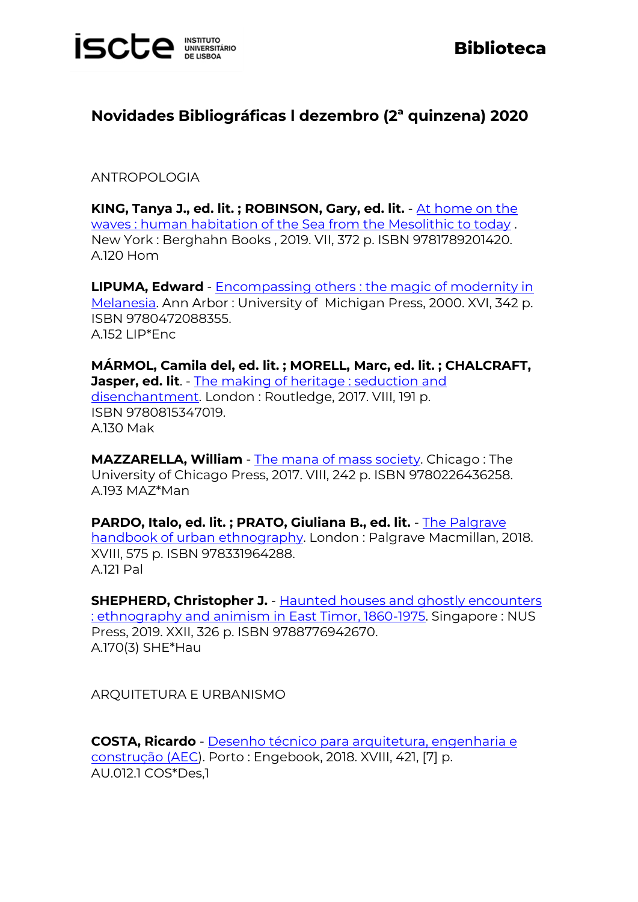# Novidades Bibliográficas l dezembro (2ª quinzena) 2020

## ANTROPOLOGIA

**KING, Tanya J., ed. lit. ; ROBINSON, Gary, ed. lit.** - At home on the waves : human habitation of the Sea from the Mesolithic to today . New York : Berghahn Books , 2019. VII, 372 p. ISBN 9781789201420.
A.120 Hom

**LIPUMA, Edward** - Encompassing others : the magic of modernity in Melanesia. Ann Arbor : University of Michigan Press, 2000. XVI, 342 p. ISBN 9780472088355.
A.152 LIP*Enc

**MÁRMOL, Camila del, ed. lit. ; MORELL, Marc, ed. lit. ; CHALCRAFT, Jasper, ed. lit**. - The making of heritage : seduction and disenchantment. London : Routledge, 2017. VIII, 191 p. ISBN 9780815347019.
A.130 Mak

**MAZZARELLA, William** - The mana of mass society. Chicago : The University of Chicago Press, 2017. VIII, 242 p. ISBN 9780226436258.
A.193 MAZ*Man

**PARDO, Italo, ed. lit. ; PRATO, Giuliana B., ed. lit.** - The Palgrave handbook of urban ethnography. London : Palgrave Macmillan, 2018. XVIII, 575 p. ISBN 978331964288.
A.121 Pal

**SHEPHERD, Christopher J.** - Haunted houses and ghostly encounters : ethnography and animism in East Timor, 1860-1975. Singapore : NUS Press, 2019. XXII, 326 p. ISBN 9788776942670.
A.170(3) SHE*Hau

## ARQUITETURA E URBANISMO

**COSTA, Ricardo** - Desenho técnico para arquitetura, engenharia e construção (AEC). Porto : Engebook, 2018. XVIII, 421, [7] p.
AU.012.1 COS*Des,1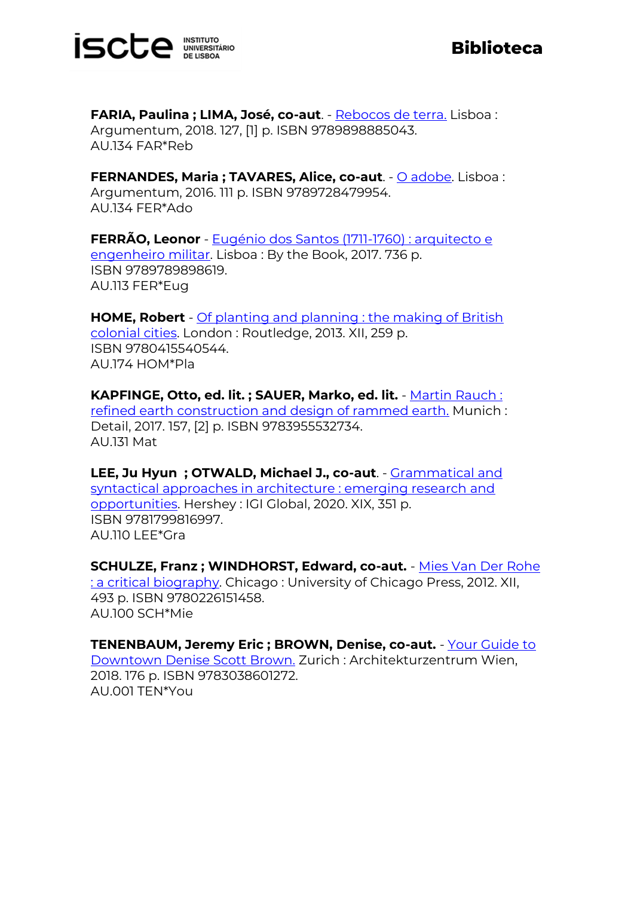**FARIA, Paulina ; LIMA, José, co-aut**. - Rebocos de terra. Lisboa : Argumentum, 2018. 127, [1] p. ISBN 9789898885043.
AU.134 FAR*Reb

**FERNANDES, Maria ; TAVARES, Alice, co-aut**. - O adobe. Lisboa : Argumentum, 2016. 111 p. ISBN 9789728479954.
AU.134 FER*Ado

**FERRÃO, Leonor** - Eugénio dos Santos (1711-1760) : arquitecto e engenheiro militar. Lisboa : By the Book, 2017. 736 p.
ISBN 9789789898619.
AU.113 FER*Eug

**HOME, Robert** - Of planting and planning : the making of British colonial cities. London : Routledge, 2013. XII, 259 p.
ISBN 9780415540544.
AU.174 HOM*Pla

**KAPFINGE, Otto, ed. lit. ; SAUER, Marko, ed. lit.** - Martin Rauch : refined earth construction and design of rammed earth. Munich : Detail, 2017. 157, [2] p. ISBN 9783955532734.
AU.131 Mat

**LEE, Ju Hyun ; OTWALD, Michael J., co-aut**. - Grammatical and syntactical approaches in architecture : emerging research and opportunities. Hershey : IGI Global, 2020. XIX, 351 p.
ISBN 9781799816997.
AU.110 LEE*Gra

**SCHULZE, Franz ; WINDHORST, Edward, co-aut.** - Mies Van Der Rohe : a critical biography. Chicago : University of Chicago Press, 2012. XII, 493 p. ISBN 9780226151458.
AU.100 SCH*Mie

**TENENBAUM, Jeremy Eric ; BROWN, Denise, co-aut.** - Your Guide to Downtown Denise Scott Brown. Zurich : Architekturzentrum Wien, 2018. 176 p. ISBN 9783038601272.
AU.001 TEN*You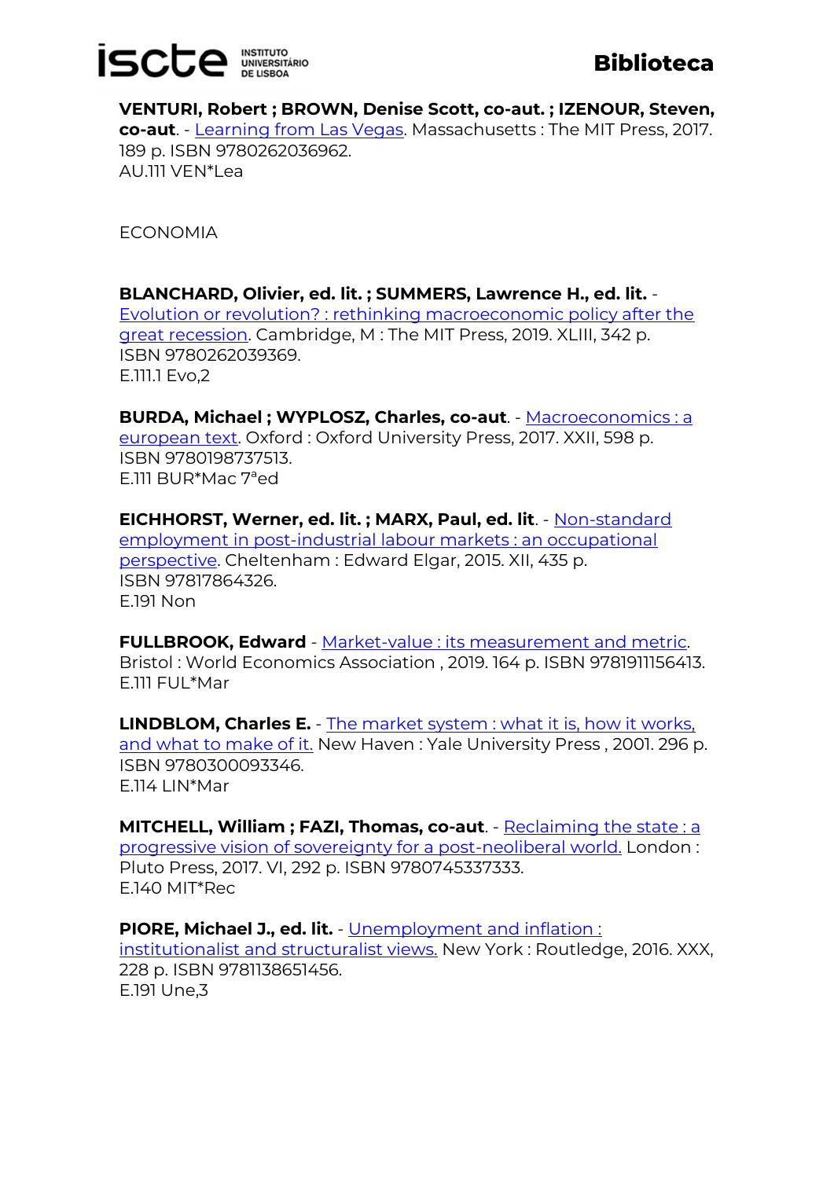**VENTURI, Robert ; BROWN, Denise Scott, co-aut. ; IZENOUR, Steven, co-aut**. - Learning from Las Vegas. Massachusetts : The MIT Press, 2017. 189 p. ISBN 9780262036962.
AU.111 VEN*Lea

ECONOMIA

**BLANCHARD, Olivier, ed. lit. ; SUMMERS, Lawrence H., ed. lit.** - Evolution or revolution? : rethinking macroeconomic policy after the great recession. Cambridge, M : The MIT Press, 2019. XLIII, 342 p. ISBN 9780262039369.
E.111.1 Evo,2

**BURDA, Michael ; WYPLOSZ, Charles, co-aut**. - Macroeconomics : a european text. Oxford : Oxford University Press, 2017. XXII, 598 p. ISBN 9780198737513.
E.111 BUR*Mac 7ªed

**EICHHORST, Werner, ed. lit. ; MARX, Paul, ed. lit**. - Non-standard employment in post-industrial labour markets : an occupational perspective. Cheltenham : Edward Elgar, 2015. XII, 435 p. ISBN 97817864326.
E.191 Non

**FULLBROOK, Edward** - Market-value : its measurement and metric. Bristol : World Economics Association , 2019. 164 p. ISBN 9781911156413.
E.111 FUL*Mar

**LINDBLOM, Charles E.** - The market system : what it is, how it works, and what to make of it. New Haven : Yale University Press , 2001. 296 p. ISBN 9780300093346.
E.114 LIN*Mar

**MITCHELL, William ; FAZI, Thomas, co-aut**. - Reclaiming the state : a progressive vision of sovereignty for a post-neoliberal world. London : Pluto Press, 2017. VI, 292 p. ISBN 9780745337333.
E.140 MIT*Rec

**PIORE, Michael J., ed. lit.** - Unemployment and inflation : institutionalist and structuralist views. New York : Routledge, 2016. XXX, 228 p. ISBN 9781138651456.
E.191 Une,3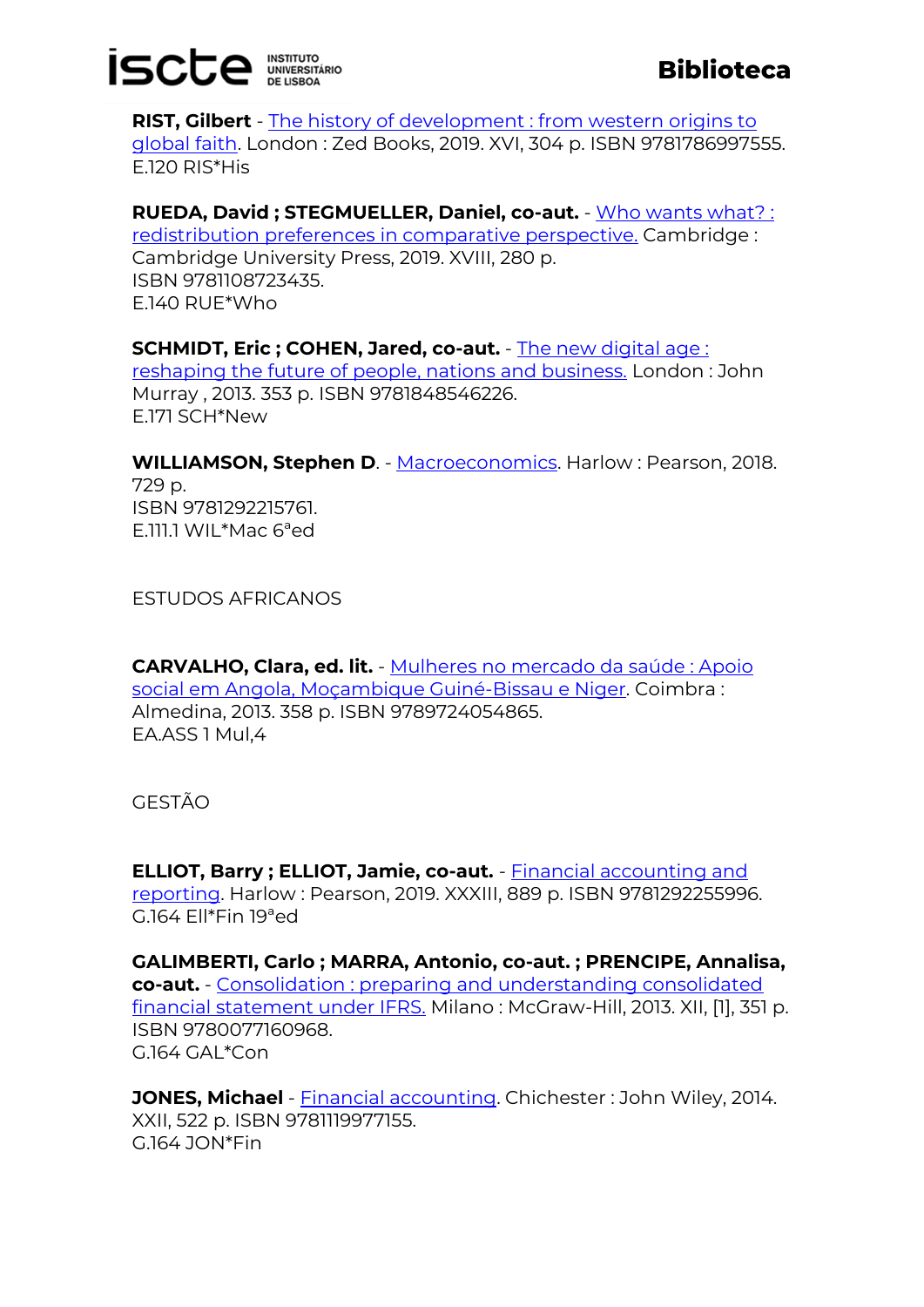**RIST, Gilbert** - The history of development : from western origins to global faith. London : Zed Books, 2019. XVI, 304 p. ISBN 9781786997555.
E.120 RIS*His

**RUEDA, David ; STEGMUELLER, Daniel, co-aut.** - Who wants what? : redistribution preferences in comparative perspective. Cambridge : Cambridge University Press, 2019. XVIII, 280 p.
ISBN 9781108723435.
E.140 RUE*Who

**SCHMIDT, Eric ; COHEN, Jared, co-aut.** - The new digital age : reshaping the future of people, nations and business. London : John Murray , 2013. 353 p. ISBN 9781848546226.
E.171 SCH*New

**WILLIAMSON, Stephen D**. - Macroeconomics. Harlow : Pearson, 2018. 729 p.
ISBN 9781292215761.
E.111.1 WIL*Mac 6ªed

ESTUDOS AFRICANOS

**CARVALHO, Clara, ed. lit.** - Mulheres no mercado da saúde : Apoio social em Angola, Moçambique Guiné-Bissau e Niger. Coimbra : Almedina, 2013. 358 p. ISBN 9789724054865.
EA.ASS 1 Mul,4

GESTÃO

**ELLIOT, Barry ; ELLIOT, Jamie, co-aut.** - Financial accounting and reporting. Harlow : Pearson, 2019. XXXIII, 889 p. ISBN 9781292255996.
G.164 Ell*Fin 19ªed

**GALIMBERTI, Carlo ; MARRA, Antonio, co-aut. ; PRENCIPE, Annalisa, co-aut.** - Consolidation : preparing and understanding consolidated financial statement under IFRS. Milano : McGraw-Hill, 2013. XII, [1], 351 p.
ISBN 9780077160968.
G.164 GAL*Con

**JONES, Michael** - Financial accounting. Chichester : John Wiley, 2014. XXII, 522 p. ISBN 9781119977155.
G.164 JON*Fin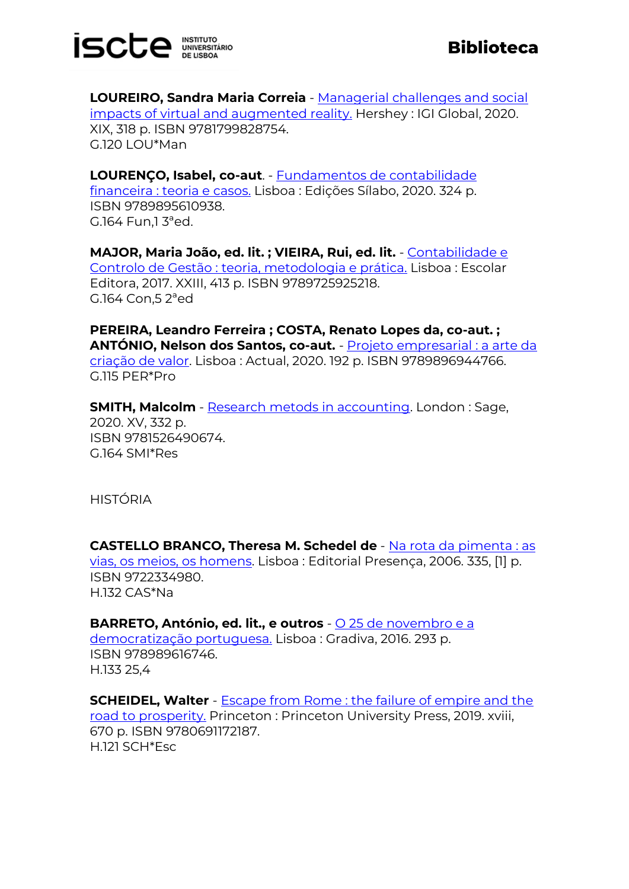**LOUREIRO, Sandra Maria Correia** - Managerial challenges and social impacts of virtual and augmented reality. Hershey : IGI Global, 2020. XIX, 318 p. ISBN 9781799828754.
G.120 LOU*Man

**LOURENÇO, Isabel, co-aut**. - Fundamentos de contabilidade financeira : teoria e casos. Lisboa : Edições Sílabo, 2020. 324 p. ISBN 9789895610938.
G.164 Fun,1 3ªed.

**MAJOR, Maria João, ed. lit. ; VIEIRA, Rui, ed. lit.** - Contabilidade e Controlo de Gestão : teoria, metodologia e prática. Lisboa : Escolar Editora, 2017. XXIII, 413 p. ISBN 9789725925218.
G.164 Con,5 2ªed

**PEREIRA, Leandro Ferreira ; COSTA, Renato Lopes da, co-aut. ; ANTÓNIO, Nelson dos Santos, co-aut.** - Projeto empresarial : a arte da criação de valor. Lisboa : Actual, 2020. 192 p. ISBN 9789896944766.
G.115 PER*Pro

**SMITH, Malcolm** - Research metods in accounting. London : Sage, 2020. XV, 332 p.
ISBN 9781526490674.
G.164 SMI*Res

HISTÓRIA

**CASTELLO BRANCO, Theresa M. Schedel de** - Na rota da pimenta : as vias, os meios, os homens. Lisboa : Editorial Presença, 2006. 335, [1] p.
ISBN 9722334980.
H.132 CAS*Na

**BARRETO, António, ed. lit., e outros** - O 25 de novembro e a democratização portuguesa. Lisboa : Gradiva, 2016. 293 p.
ISBN 978989616746.
H.133 25,4

**SCHEIDEL, Walter** - Escape from Rome : the failure of empire and the road to prosperity. Princeton : Princeton University Press, 2019. xviii, 670 p. ISBN 9780691172187.
H.121 SCH*Esc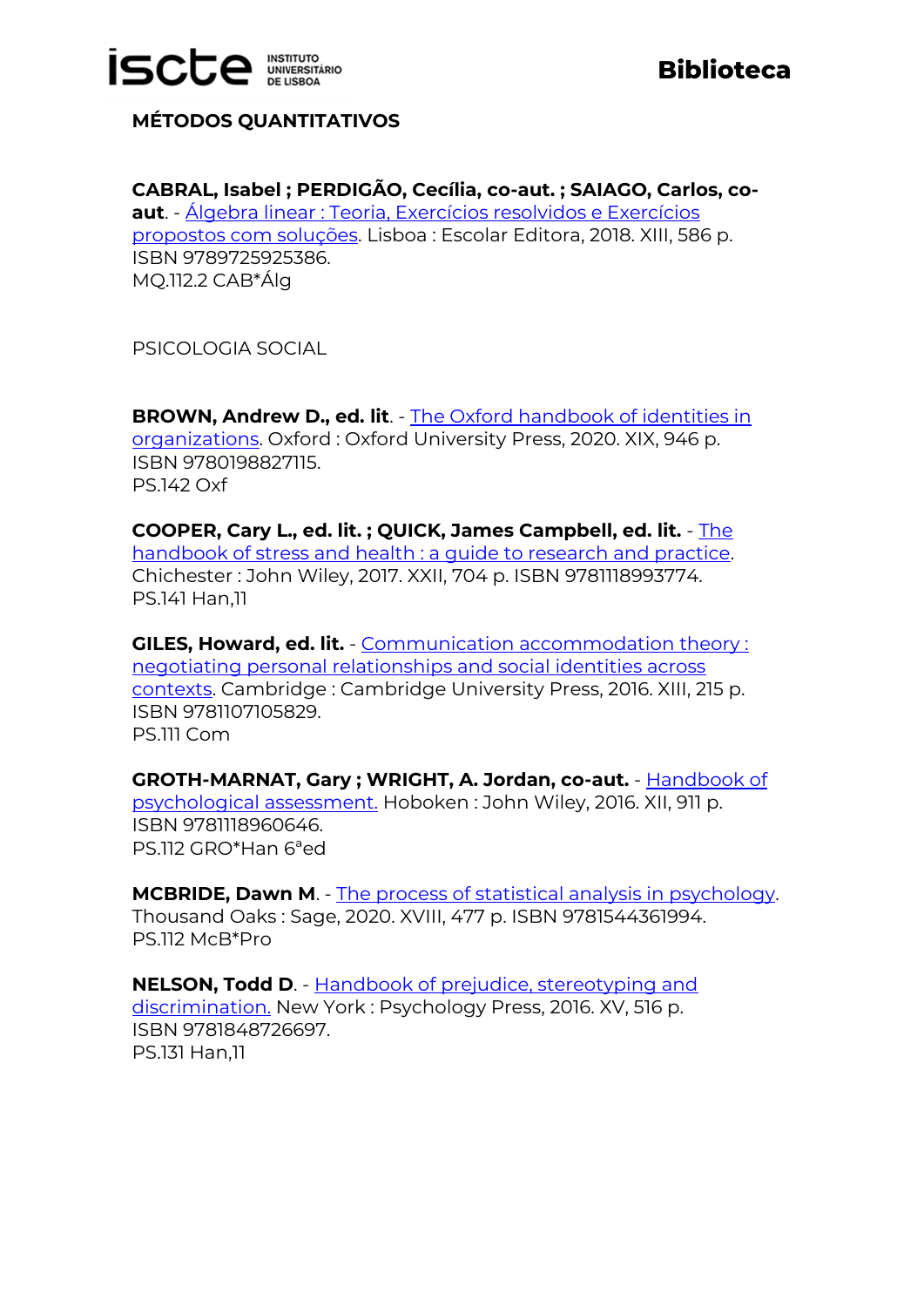## MÉTODOS QUANTITATIVOS

**CABRAL, Isabel ; PERDIGÃO, Cecília, co-aut. ; SAIAGO, Carlos, co-aut**. - Álgebra linear : Teoria, Exercícios resolvidos e Exercícios propostos com soluções. Lisboa : Escolar Editora, 2018. XIII, 586 p. ISBN 9789725925386.
MQ.112.2 CAB*Álg

## PSICOLOGIA SOCIAL

**BROWN, Andrew D., ed. lit**. - The Oxford handbook of identities in organizations. Oxford : Oxford University Press, 2020. XIX, 946 p. ISBN 9780198827115.
PS.142 Oxf

**COOPER, Cary L., ed. lit. ; QUICK, James Campbell, ed. lit.** - The handbook of stress and health : a guide to research and practice. Chichester : John Wiley, 2017. XXII, 704 p. ISBN 9781118993774.
PS.141 Han,11

**GILES, Howard, ed. lit.** - Communication accommodation theory : negotiating personal relationships and social identities across contexts. Cambridge : Cambridge University Press, 2016. XIII, 215 p. ISBN 9781107105829.
PS.111 Com

**GROTH-MARNAT, Gary ; WRIGHT, A. Jordan, co-aut.** - Handbook of psychological assessment. Hoboken : John Wiley, 2016. XII, 911 p. ISBN 9781118960646.
PS.112 GRO*Han 6ªed

**MCBRIDE, Dawn M**. - The process of statistical analysis in psychology. Thousand Oaks : Sage, 2020. XVIII, 477 p. ISBN 9781544361994.
PS.112 McB*Pro

**NELSON, Todd D**. - Handbook of prejudice, stereotyping and discrimination. New York : Psychology Press, 2016. XV, 516 p. ISBN 9781848726697.
PS.131 Han,11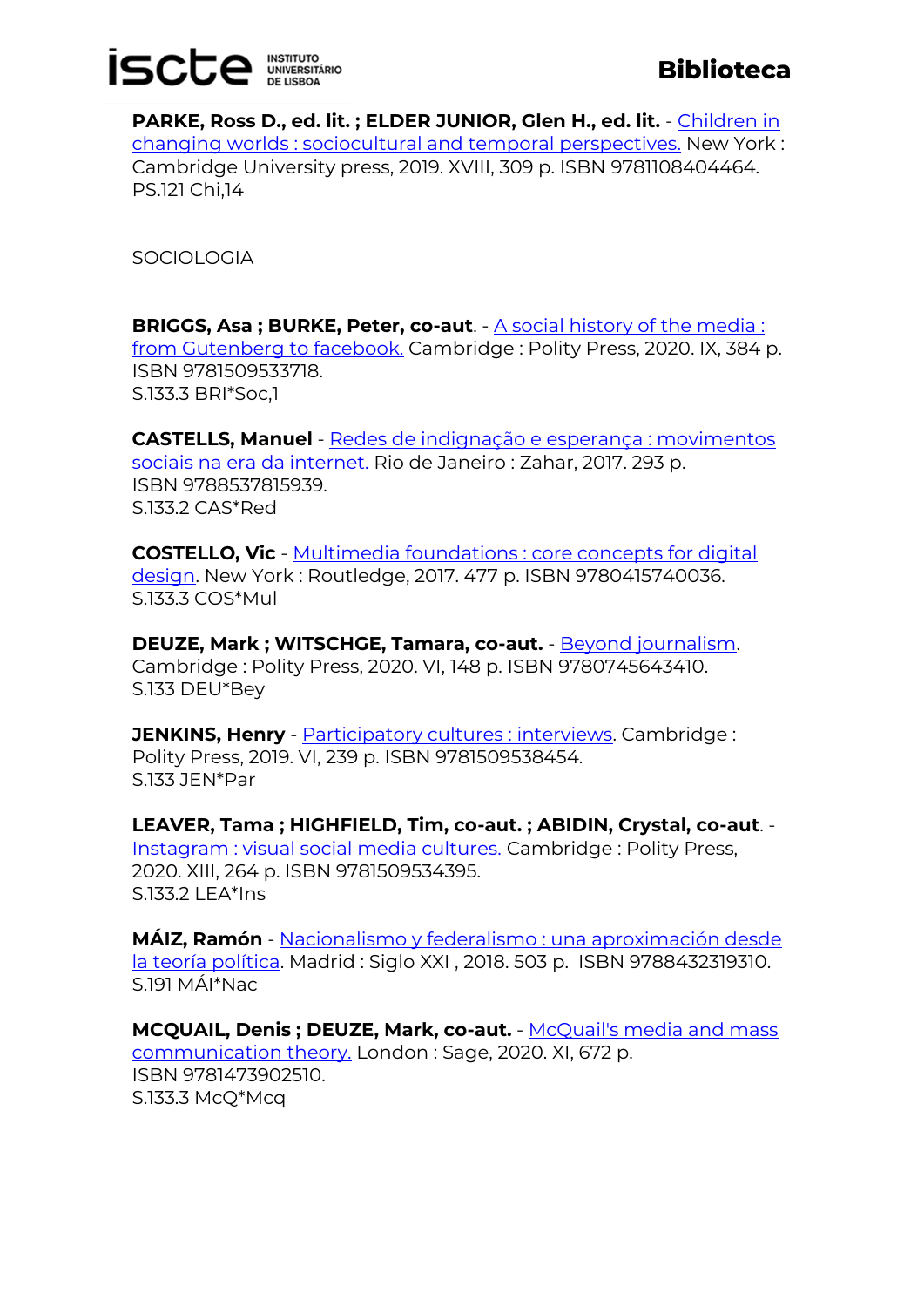**PARKE, Ross D., ed. lit. ; ELDER JUNIOR, Glen H., ed. lit.** - Children in changing worlds : sociocultural and temporal perspectives. New York : Cambridge University press, 2019. XVIII, 309 p. ISBN 9781108404464.
PS.121 Chi,14

SOCIOLOGIA

**BRIGGS, Asa ; BURKE, Peter, co-aut**. - A social history of the media : from Gutenberg to facebook. Cambridge : Polity Press, 2020. IX, 384 p. ISBN 9781509533718.
S.133.3 BRI*Soc,1

**CASTELLS, Manuel** - Redes de indignação e esperança : movimentos sociais na era da internet. Rio de Janeiro : Zahar, 2017. 293 p. ISBN 9788537815939.
S.133.2 CAS*Red

**COSTELLO, Vic** - Multimedia foundations : core concepts for digital design. New York : Routledge, 2017. 477 p. ISBN 9780415740036.
S.133.3 COS*Mul

**DEUZE, Mark ; WITSCHGE, Tamara, co-aut.** - Beyond journalism. Cambridge : Polity Press, 2020. VI, 148 p. ISBN 9780745643410.
S.133 DEU*Bey

**JENKINS, Henry** - Participatory cultures : interviews. Cambridge : Polity Press, 2019. VI, 239 p. ISBN 9781509538454.
S.133 JEN*Par

**LEAVER, Tama ; HIGHFIELD, Tim, co-aut. ; ABIDIN, Crystal, co-aut**. - Instagram : visual social media cultures. Cambridge : Polity Press, 2020. XIII, 264 p. ISBN 9781509534395.
S.133.2 LEA*Ins

**MÁIZ, Ramón** - Nacionalismo y federalismo : una aproximación desde la teoría política. Madrid : Siglo XXI , 2018. 503 p. ISBN 9788432319310.
S.191 MÁI*Nac

**MCQUAIL, Denis ; DEUZE, Mark, co-aut.** - McQuail's media and mass communication theory. London : Sage, 2020. XI, 672 p. ISBN 9781473902510.
S.133.3 McQ*Mcq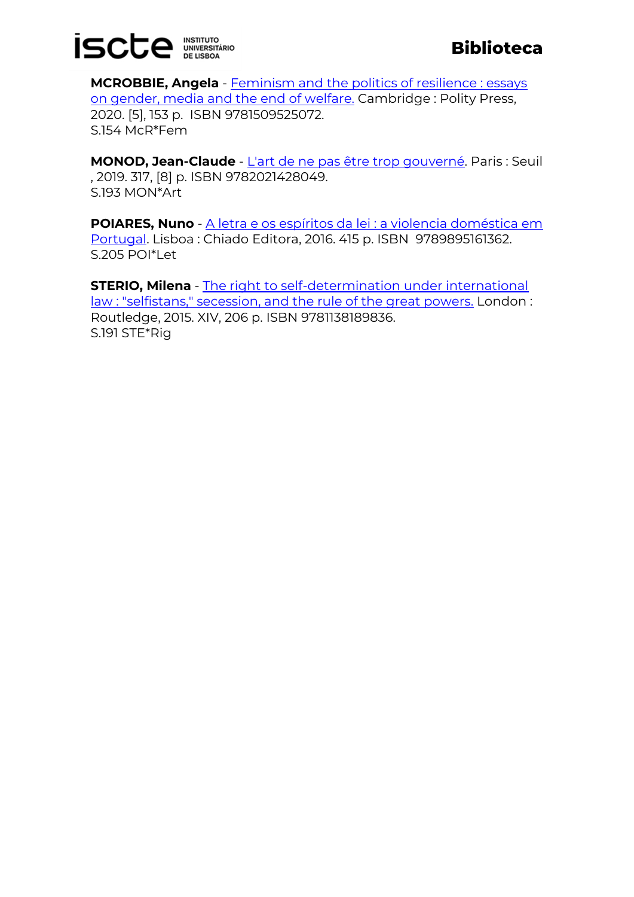**MCROBBIE, Angela** - Feminism and the politics of resilience : essays on gender, media and the end of welfare. Cambridge : Polity Press, 2020. [5], 153 p. ISBN 9781509525072.
S.154 McR*Fem

**MONOD, Jean-Claude** - L'art de ne pas être trop gouverné. Paris : Seuil , 2019. 317, [8] p. ISBN 9782021428049.
S.193 MON*Art

**POIARES, Nuno** - A letra e os espíritos da lei : a violencia doméstica em Portugal. Lisboa : Chiado Editora, 2016. 415 p. ISBN 9789895161362.
S.205 POI*Let

**STERIO, Milena** - The right to self-determination under international law : "selfistans," secession, and the rule of the great powers. London : Routledge, 2015. XIV, 206 p. ISBN 9781138189836.
S.191 STE*Rig